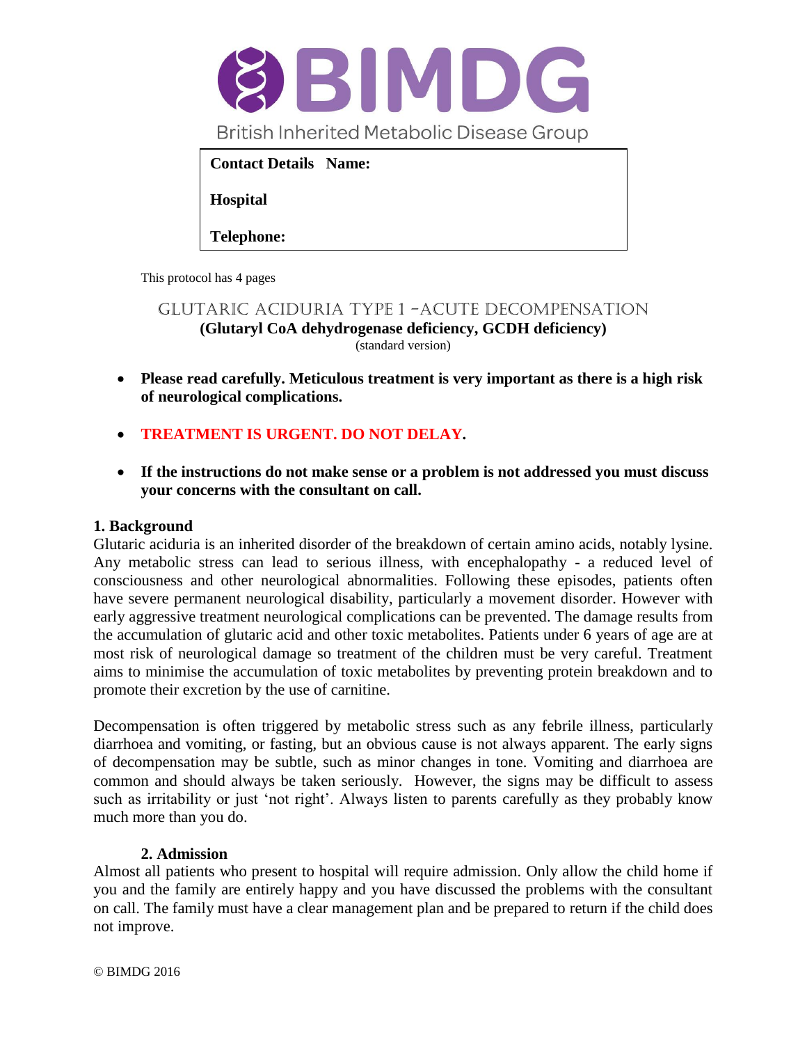BIMDG

British Inherited Metabolic Disease Group

**Contact Details Name:**

**Hospital**

**Telephone:**

This protocol has 4 pages

# GLUTARIC ACIDURIA TYPE 1 –ACUTE DECOMPENSATION

**(Glutaryl CoA dehydrogenase deficiency, GCDH deficiency)**

(standard version)

- **Please read carefully. Meticulous treatment is very important as there is a high risk of neurological complications.**
- **TREATMENT IS URGENT. DO NOT DELAY.**
- **If the instructions do not make sense or a problem is not addressed you must discuss your concerns with the consultant on call.**

## 1. Background

Glutaric aciduria is an inherited disorder of the breakdown of certain amino acids, notably lysine. Any metabolic stress can lead to serious illness, with encephalopathy - a reduced level of consciousness and other neurological abnormalities. Following these episodes, patients often have severe permanent neurological disability, particularly a movement disorder. However with early aggressive treatment neurological complications can be prevented. The damage results from the accumulation of glutaric acid and other toxic metabolites. Patients under 6 years of age are at most risk of neurological damage so treatment of the children must be very careful. Treatment aims to minimise the accumulation of toxic metabolites by preventing protein breakdown and to promote their excretion by the use of carnitine.

Decompensation is often triggered by metabolic stress such as any febrile illness, particularly diarrhoea and vomiting, or fasting, but an obvious cause is not always apparent. The early signs of decompensation may be subtle, such as minor changes in tone. Vomiting and diarrhoea are common and should always be taken seriously. However, the signs may be difficult to assess such as irritability or just 'not right'. Always listen to parents carefully as they probably know much more than you do.

## 2. Admission

Almost all patients who present to hospital will require admission. Only allow the child home if you and the family are entirely happy and you have discussed the problems with the consultant on call. The family must have a clear management plan and be prepared to return if the child does not improve.

© BIMDG 2016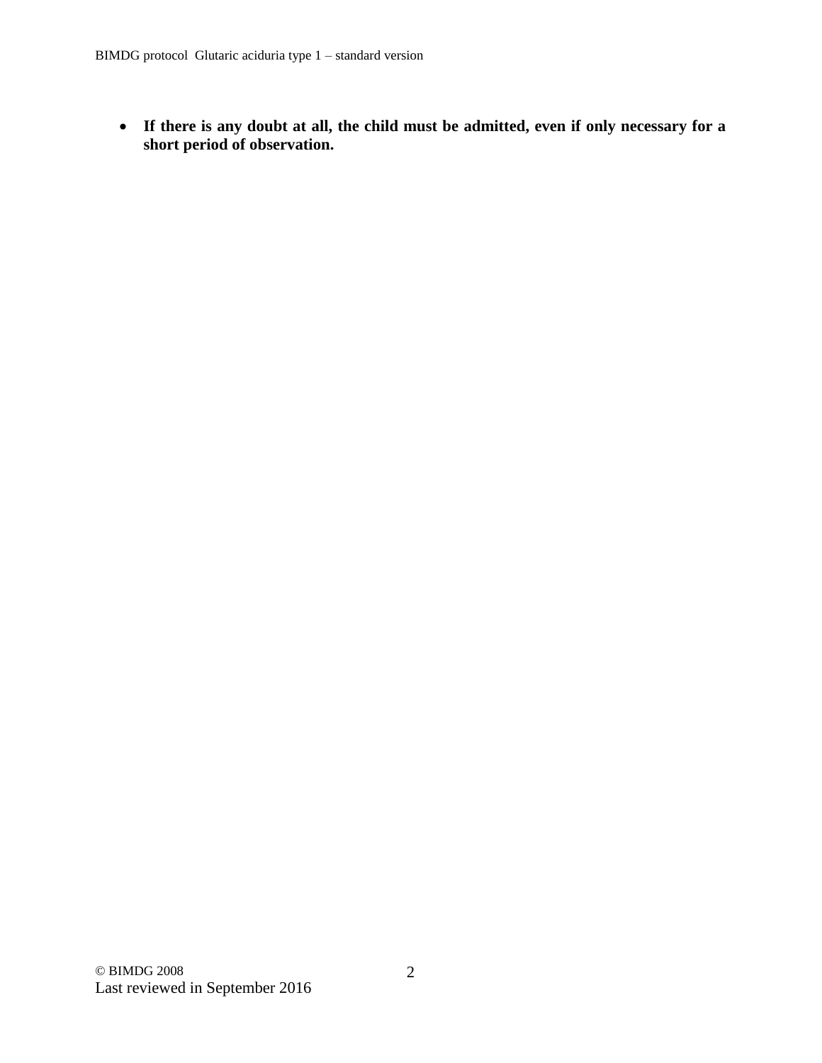- **If there is any doubt at all, the child must be admitted, even if only necessary for a short period of observation.**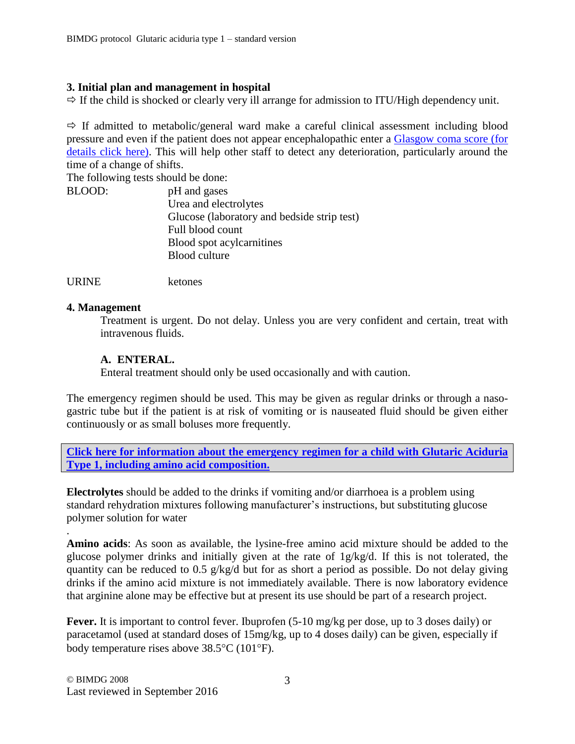## 3. Initial plan and management in hospital

⇨ If the child is shocked or clearly very ill arrange for admission to ITU/High dependency unit.

⇨ If admitted to metabolic/general ward make a careful clinical assessment including blood pressure and even if the patient does not appear encephalopathic enter a Glasgow coma score (for details click here). This will help other staff to detect any deterioration, particularly around the time of a change of shifts.

The following tests should be done:

| | |
|---|---|
| BLOOD: | pH and gases |
| | Urea and electrolytes |
| | Glucose (laboratory and bedside strip test) |
| | Full blood count |
| | Blood spot acylcarnitines |
| | Blood culture |
| URINE | ketones |

## 4. Management

Treatment is urgent. Do not delay. Unless you are very confident and certain, treat with intravenous fluids.

### A. ENTERAL.

Enteral treatment should only be used occasionally and with caution.

The emergency regimen should be used. This may be given as regular drinks or through a naso-gastric tube but if the patient is at risk of vomiting or is nauseated fluid should be given either continuously or as small boluses more frequently.

**Click here for information about the emergency regimen for a child with Glutaric Aciduria Type 1, including amino acid composition.**

**Electrolytes** should be added to the drinks if vomiting and/or diarrhoea is a problem using standard rehydration mixtures following manufacturer's instructions, but substituting glucose polymer solution for water

.

**Amino acids**: As soon as available, the lysine-free amino acid mixture should be added to the glucose polymer drinks and initially given at the rate of 1g/kg/d. If this is not tolerated, the quantity can be reduced to 0.5 g/kg/d but for as short a period as possible. Do not delay giving drinks if the amino acid mixture is not immediately available. There is now laboratory evidence that arginine alone may be effective but at present its use should be part of a research project.

**Fever.** It is important to control fever. Ibuprofen (5-10 mg/kg per dose, up to 3 doses daily) or paracetamol (used at standard doses of 15mg/kg, up to 4 doses daily) can be given, especially if body temperature rises above 38.5°C (101°F).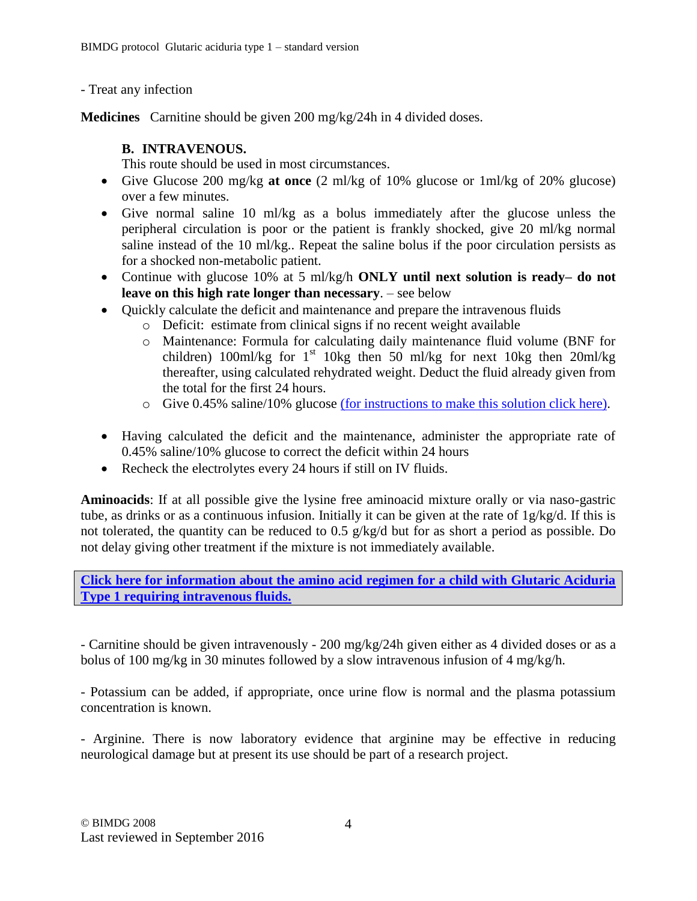- Treat any infection

**Medicines** Carnitine should be given 200 mg/kg/24h in 4 divided doses.

### B. INTRAVENOUS.

This route should be used in most circumstances.

- Give Glucose 200 mg/kg **at once** (2 ml/kg of 10% glucose or 1ml/kg of 20% glucose) over a few minutes.
- Give normal saline 10 ml/kg as a bolus immediately after the glucose unless the peripheral circulation is poor or the patient is frankly shocked, give 20 ml/kg normal saline instead of the 10 ml/kg.. Repeat the saline bolus if the poor circulation persists as for a shocked non-metabolic patient.
- Continue with glucose 10% at 5 ml/kg/h **ONLY until next solution is ready– do not leave on this high rate longer than necessary**. – see below
- Quickly calculate the deficit and maintenance and prepare the intravenous fluids
  - Deficit: estimate from clinical signs if no recent weight available
  - Maintenance: Formula for calculating daily maintenance fluid volume (BNF for children) 100ml/kg for 1st 10kg then 50 ml/kg for next 10kg then 20ml/kg thereafter, using calculated rehydrated weight. Deduct the fluid already given from the total for the first 24 hours.
  - Give 0.45% saline/10% glucose (for instructions to make this solution click here).
- Having calculated the deficit and the maintenance, administer the appropriate rate of 0.45% saline/10% glucose to correct the deficit within 24 hours
- Recheck the electrolytes every 24 hours if still on IV fluids.

**Aminoacids**: If at all possible give the lysine free aminoacid mixture orally or via naso-gastric tube, as drinks or as a continuous infusion. Initially it can be given at the rate of 1g/kg/d. If this is not tolerated, the quantity can be reduced to 0.5 g/kg/d but for as short a period as possible. Do not delay giving other treatment if the mixture is not immediately available.

**Click here for information about the amino acid regimen for a child with Glutaric Aciduria Type 1 requiring intravenous fluids.**

- Carnitine should be given intravenously - 200 mg/kg/24h given either as 4 divided doses or as a bolus of 100 mg/kg in 30 minutes followed by a slow intravenous infusion of 4 mg/kg/h.

- Potassium can be added, if appropriate, once urine flow is normal and the plasma potassium concentration is known.

- Arginine. There is now laboratory evidence that arginine may be effective in reducing neurological damage but at present its use should be part of a research project.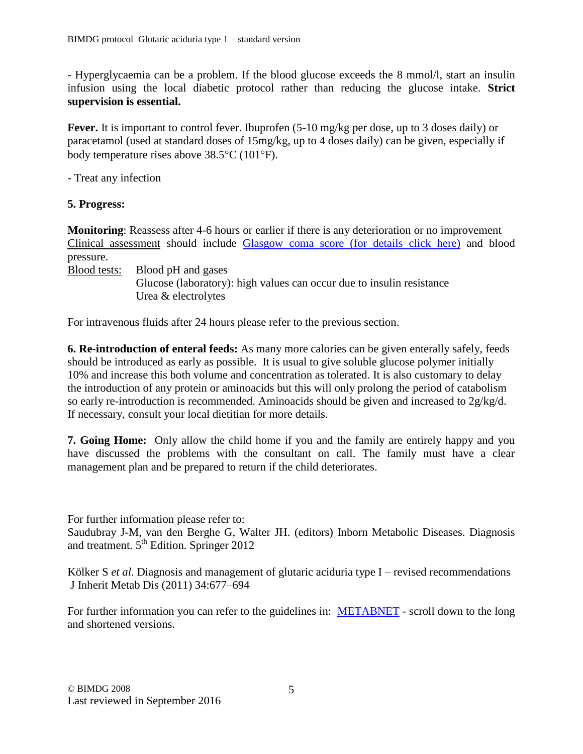- Hyperglycaemia can be a problem. If the blood glucose exceeds the 8 mmol/l, start an insulin infusion using the local diabetic protocol rather than reducing the glucose intake. **Strict supervision is essential.**

**Fever.** It is important to control fever. Ibuprofen (5-10 mg/kg per dose, up to 3 doses daily) or paracetamol (used at standard doses of 15mg/kg, up to 4 doses daily) can be given, especially if body temperature rises above 38.5°C (101°F).

- Treat any infection

**5. Progress:**

**Monitoring**: Reassess after 4-6 hours or earlier if there is any deterioration or no improvement
Clinical assessment should include Glasgow coma score (for details click here) and blood pressure.

Blood tests:
- Blood pH and gases
- Glucose (laboratory): high values can occur due to insulin resistance
- Urea & electrolytes

For intravenous fluids after 24 hours please refer to the previous section.

**6. Re-introduction of enteral feeds:** As many more calories can be given enterally safely, feeds should be introduced as early as possible. It is usual to give soluble glucose polymer initially 10% and increase this both volume and concentration as tolerated. It is also customary to delay the introduction of any protein or aminoacids but this will only prolong the period of catabolism so early re-introduction is recommended. Aminoacids should be given and increased to 2g/kg/d. If necessary, consult your local dietitian for more details.

**7. Going Home:** Only allow the child home if you and the family are entirely happy and you have discussed the problems with the consultant on call. The family must have a clear management plan and be prepared to return if the child deteriorates.

For further information please refer to:
Saudubray J-M, van den Berghe G, Walter JH. (editors) Inborn Metabolic Diseases. Diagnosis and treatment. 5th Edition. Springer 2012

Kölker S *et al*. Diagnosis and management of glutaric aciduria type I – revised recommendations J Inherit Metab Dis (2011) 34:677–694

For further information you can refer to the guidelines in: METABNET - scroll down to the long and shortened versions.